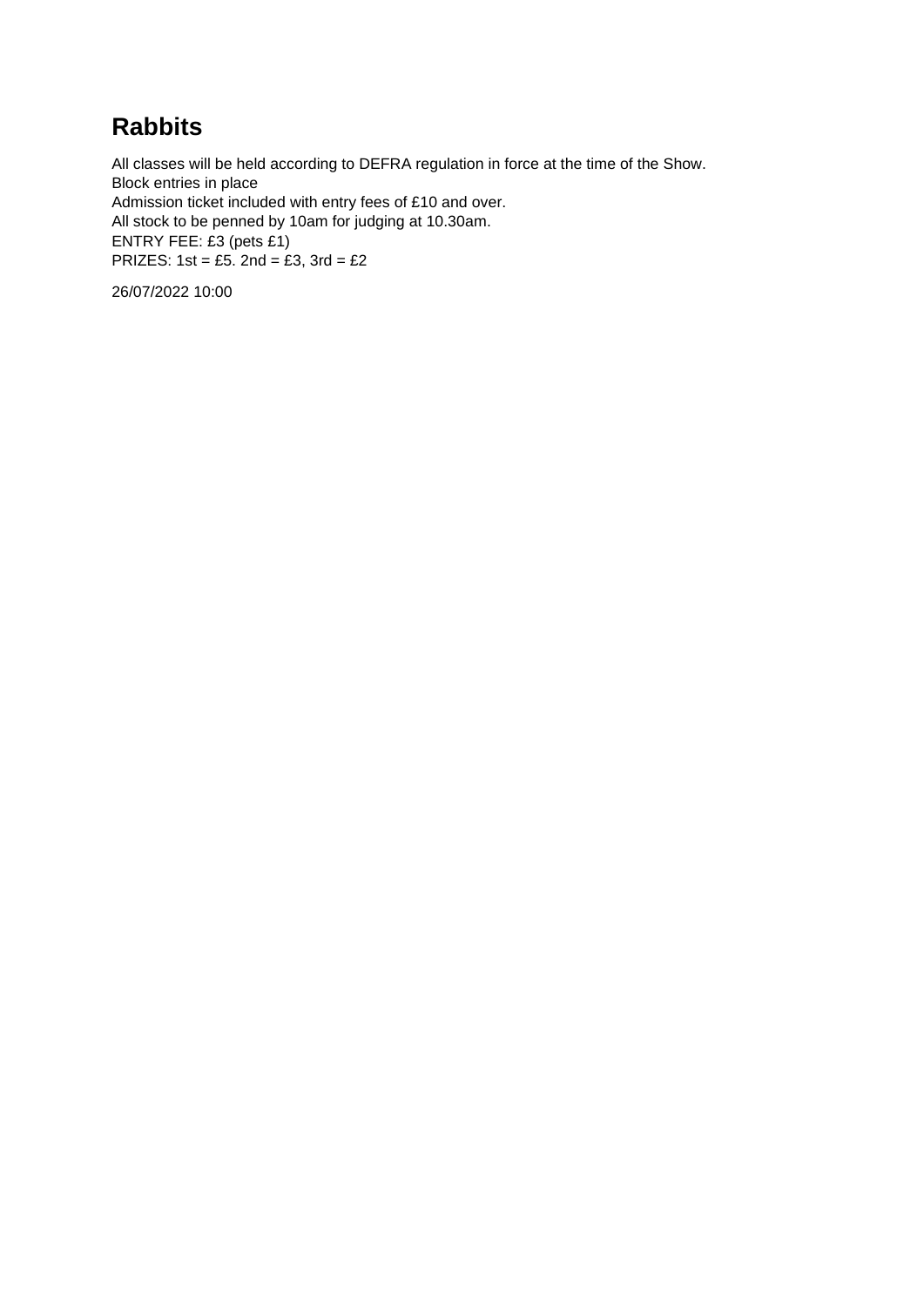# Rabbits

All classes will be held according to DEFRA regulation in force at the time of the Show.
Block entries in place
Admission ticket included with entry fees of £10 and over.
All stock to be penned by 10am for judging at 10.30am.
ENTRY FEE: £3 (pets £1)
PRIZES: 1st = £5. 2nd = £3, 3rd = £2

26/07/2022 10:00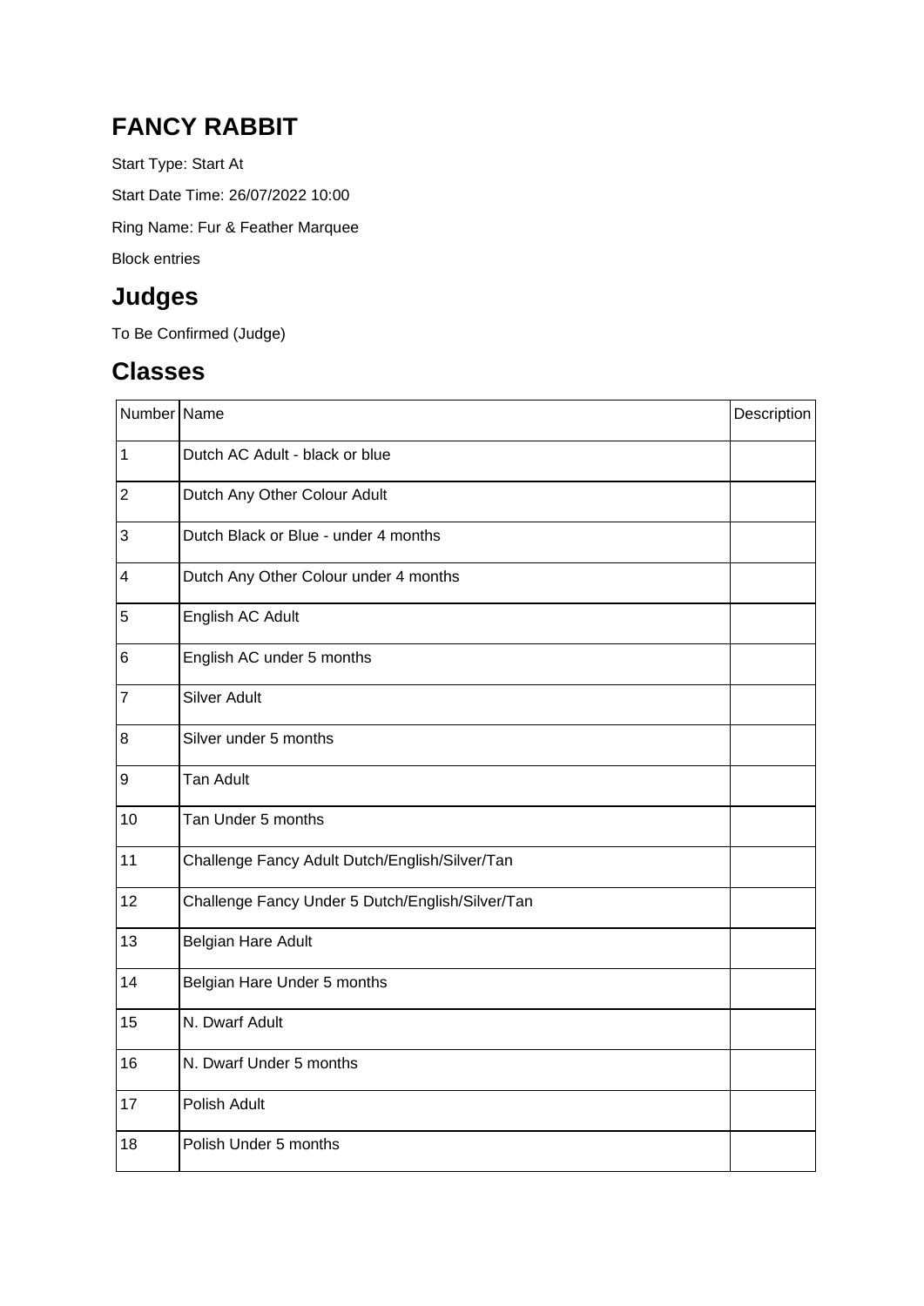# FANCY RABBIT

Start Type: Start At

Start Date Time: 26/07/2022 10:00

Ring Name: Fur & Feather Marquee

Block entries

## Judges

To Be Confirmed (Judge)

## Classes

| Number | Name | Description |
|---|---|---|
| 1 | Dutch AC Adult - black or blue | |
| 2 | Dutch Any Other Colour Adult | |
| 3 | Dutch Black or Blue - under 4 months | |
| 4 | Dutch Any Other Colour under 4 months | |
| 5 | English AC Adult | |
| 6 | English AC under 5 months | |
| 7 | Silver Adult | |
| 8 | Silver under 5 months | |
| 9 | Tan Adult | |
| 10 | Tan Under 5 months | |
| 11 | Challenge Fancy Adult Dutch/English/Silver/Tan | |
| 12 | Challenge Fancy Under 5 Dutch/English/Silver/Tan | |
| 13 | Belgian Hare Adult | |
| 14 | Belgian Hare Under 5 months | |
| 15 | N. Dwarf Adult | |
| 16 | N. Dwarf Under 5 months | |
| 17 | Polish Adult | |
| 18 | Polish Under 5 months | |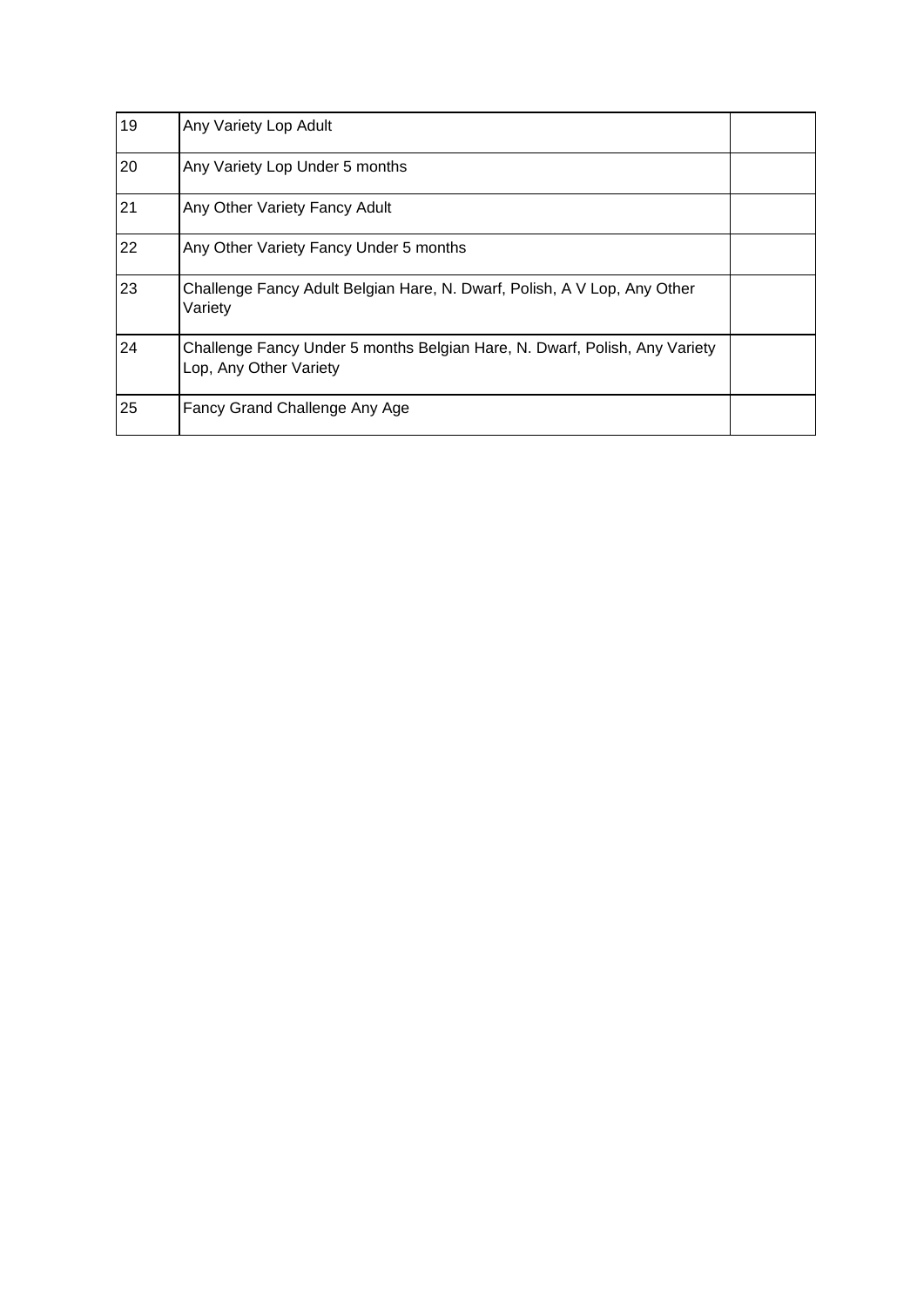| | | |
|---|---|---|
| 19 | Any Variety Lop Adult | |
| 20 | Any Variety Lop Under 5 months | |
| 21 | Any Other Variety Fancy Adult | |
| 22 | Any Other Variety Fancy Under 5 months | |
| 23 | Challenge Fancy Adult Belgian Hare, N. Dwarf, Polish, A V Lop, Any Other Variety | |
| 24 | Challenge Fancy Under 5 months Belgian Hare, N. Dwarf, Polish, Any Variety Lop, Any Other Variety | |
| 25 | Fancy Grand Challenge Any Age | |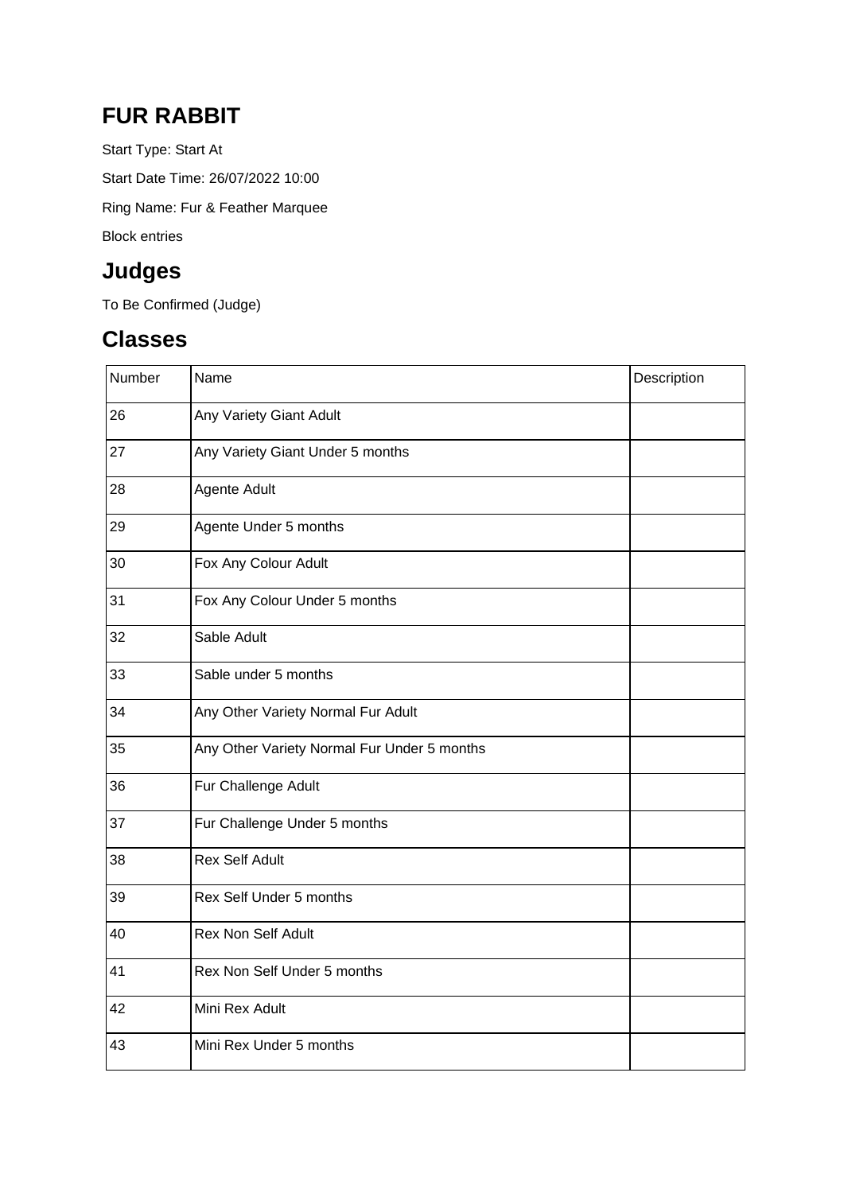# FUR RABBIT

Start Type: Start At

Start Date Time: 26/07/2022 10:00

Ring Name: Fur & Feather Marquee

Block entries

## Judges

To Be Confirmed (Judge)

## Classes

| Number | Name | Description |
| --- | --- | --- |
| 26 | Any Variety Giant Adult | |
| 27 | Any Variety Giant Under 5 months | |
| 28 | Agente Adult | |
| 29 | Agente Under 5 months | |
| 30 | Fox Any Colour Adult | |
| 31 | Fox Any Colour Under 5 months | |
| 32 | Sable Adult | |
| 33 | Sable under 5 months | |
| 34 | Any Other Variety Normal Fur Adult | |
| 35 | Any Other Variety Normal Fur Under 5 months | |
| 36 | Fur Challenge Adult | |
| 37 | Fur Challenge Under 5 months | |
| 38 | Rex Self Adult | |
| 39 | Rex Self Under 5 months | |
| 40 | Rex Non Self Adult | |
| 41 | Rex Non Self Under 5 months | |
| 42 | Mini Rex Adult | |
| 43 | Mini Rex Under 5 months | |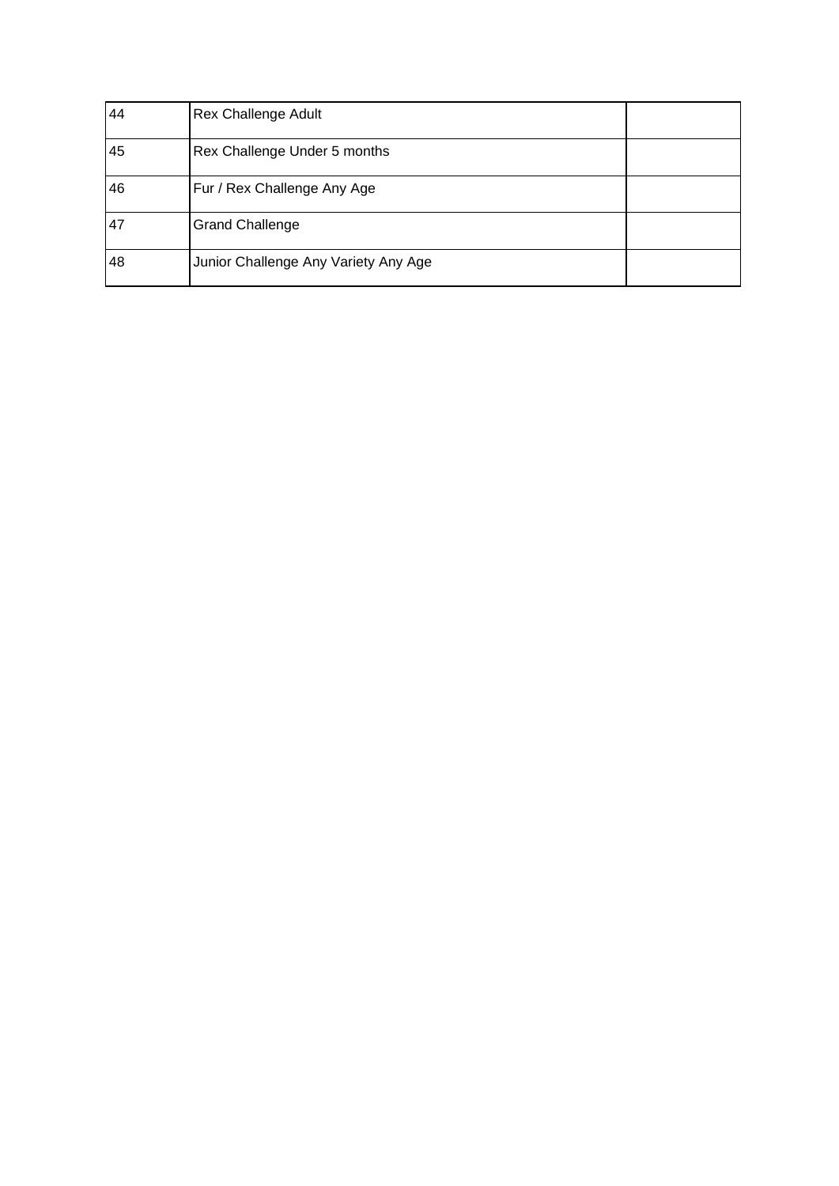| | | |
|---|---|---|
| 44 | Rex Challenge Adult | |
| 45 | Rex Challenge Under 5 months | |
| 46 | Fur / Rex Challenge Any Age | |
| 47 | Grand Challenge | |
| 48 | Junior Challenge Any Variety Any Age | |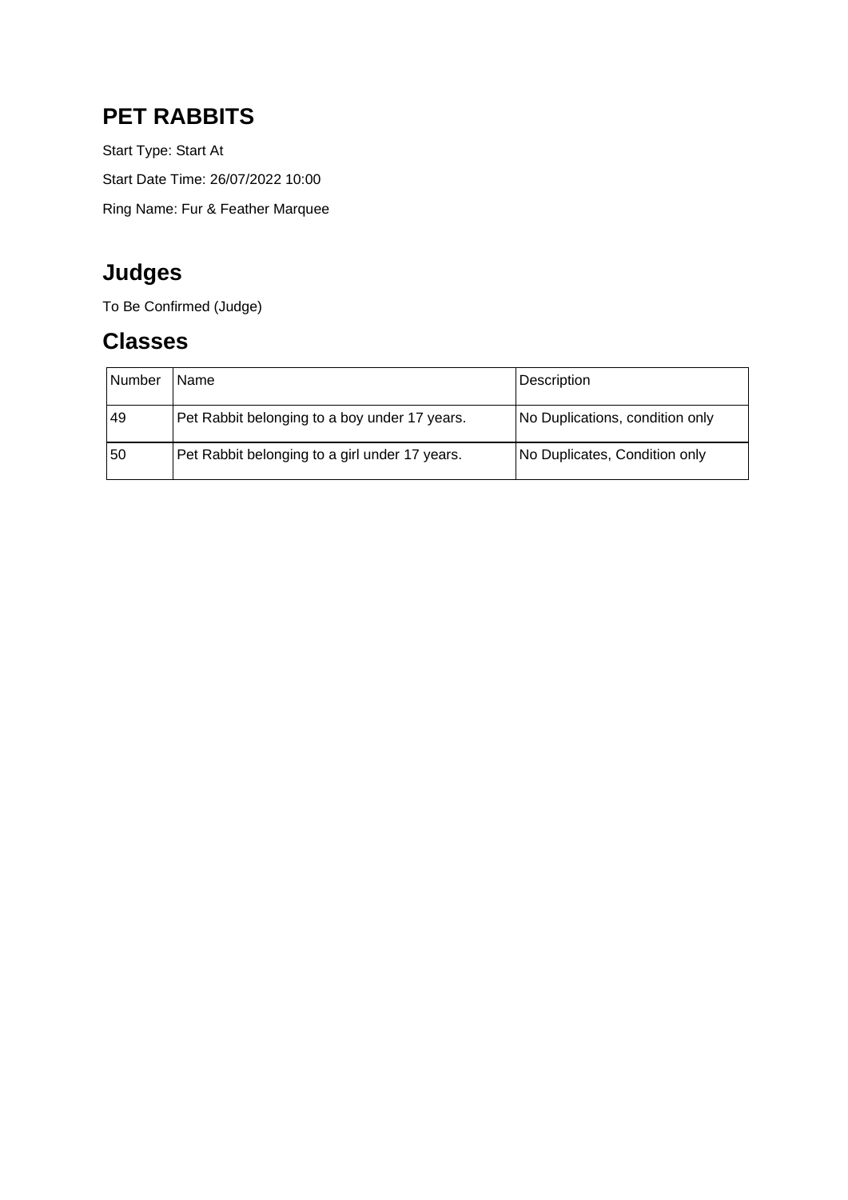# PET RABBITS

Start Type: Start At

Start Date Time: 26/07/2022 10:00

Ring Name: Fur & Feather Marquee

## Judges

To Be Confirmed (Judge)

## Classes

| Number | Name | Description |
|---|---|---|
| 49 | Pet Rabbit belonging to a boy under 17 years. | No Duplications, condition only |
| 50 | Pet Rabbit belonging to a girl under 17 years. | No Duplicates, Condition only |